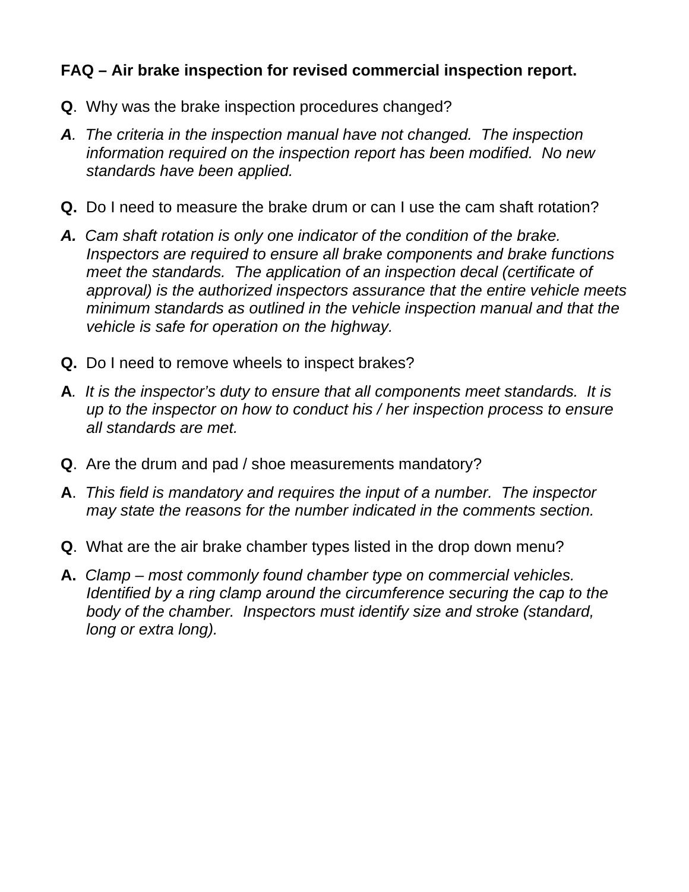**FAQ – Air brake inspection for revised commercial inspection report.**

**Q**. Why was the brake inspection procedures changed?

***A***. *The criteria in the inspection manual have not changed. The inspection information required on the inspection report has been modified. No new standards have been applied.*

**Q.** Do I need to measure the brake drum or can I use the cam shaft rotation?

***A.*** *Cam shaft rotation is only one indicator of the condition of the brake. Inspectors are required to ensure all brake components and brake functions meet the standards. The application of an inspection decal (certificate of approval) is the authorized inspectors assurance that the entire vehicle meets minimum standards as outlined in the vehicle inspection manual and that the vehicle is safe for operation on the highway.*

**Q.** Do I need to remove wheels to inspect brakes?

**A**. *It is the inspector's duty to ensure that all components meet standards. It is up to the inspector on how to conduct his / her inspection process to ensure all standards are met.*

**Q**. Are the drum and pad / shoe measurements mandatory?

**A**. *This field is mandatory and requires the input of a number. The inspector may state the reasons for the number indicated in the comments section.*

**Q**. What are the air brake chamber types listed in the drop down menu?

**A.** *Clamp – most commonly found chamber type on commercial vehicles. Identified by a ring clamp around the circumference securing the cap to the body of the chamber. Inspectors must identify size and stroke (standard, long or extra long).*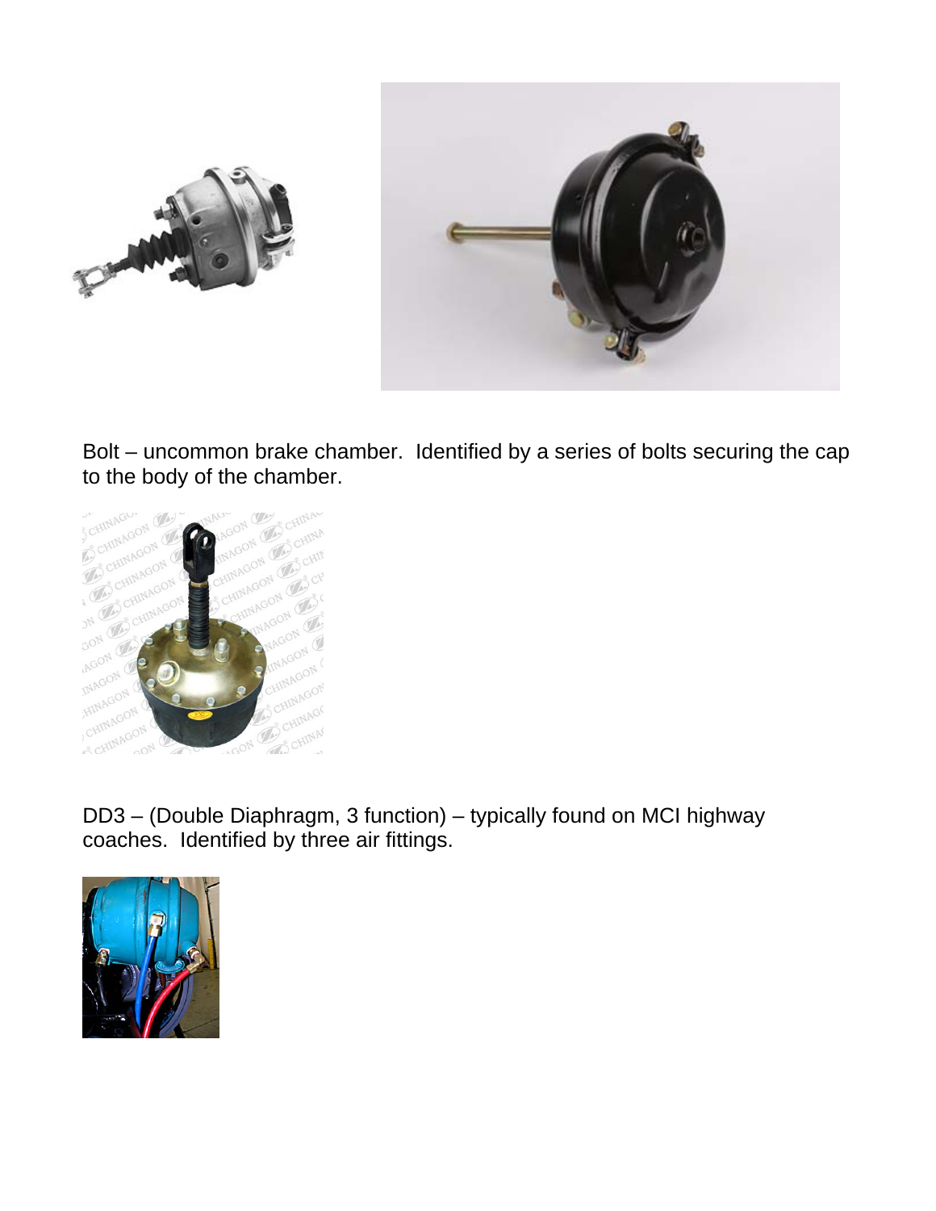Bolt – uncommon brake chamber.  Identified by a series of bolts securing the cap to the body of the chamber.

DD3 – (Double Diaphragm, 3 function) – typically found on MCI highway coaches.  Identified by three air fittings.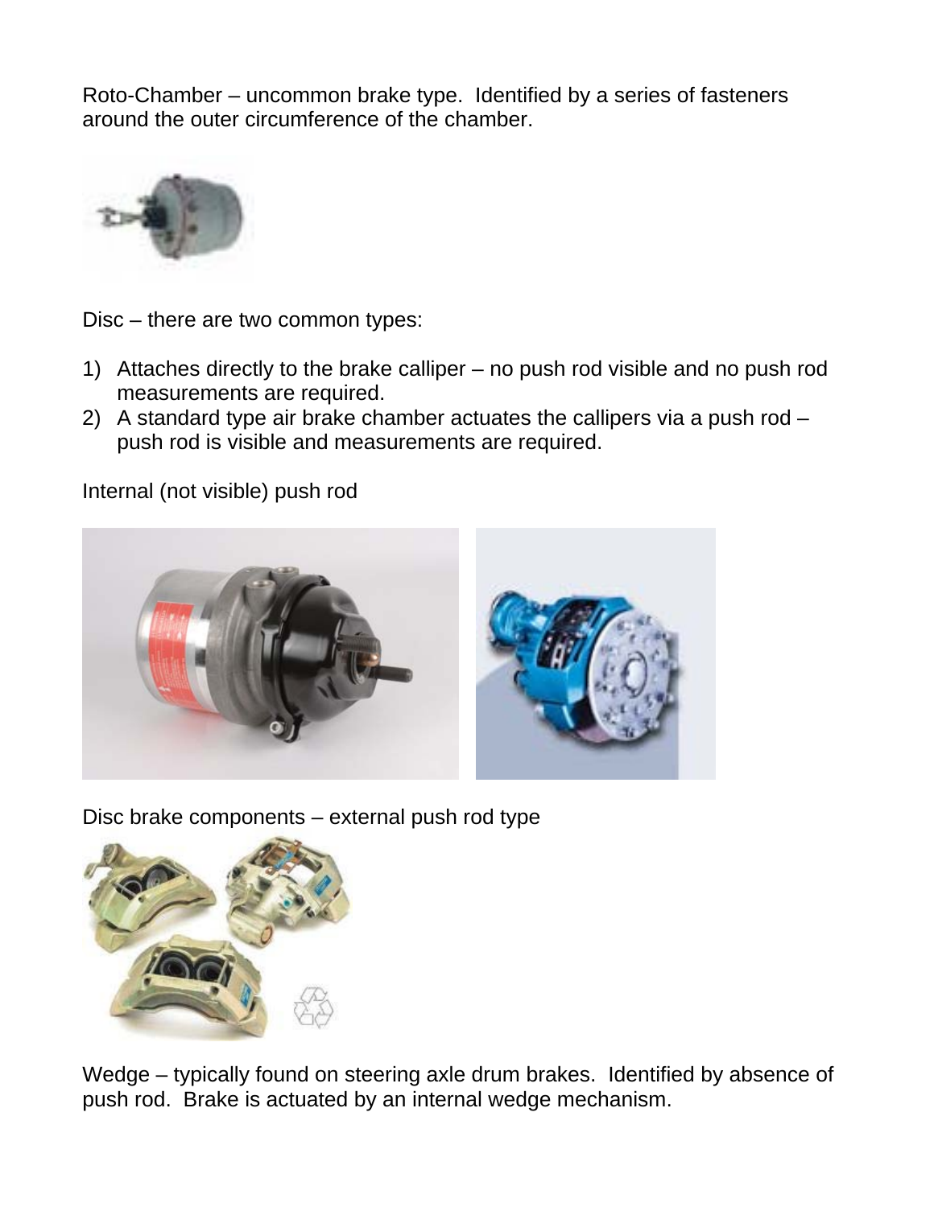Roto-Chamber – uncommon brake type. Identified by a series of fasteners around the outer circumference of the chamber.

Disc – there are two common types:

1) Attaches directly to the brake calliper – no push rod visible and no push rod measurements are required.
2) A standard type air brake chamber actuates the callipers via a push rod – push rod is visible and measurements are required.

Internal (not visible) push rod

Disc brake components – external push rod type

Wedge – typically found on steering axle drum brakes. Identified by absence of push rod. Brake is actuated by an internal wedge mechanism.